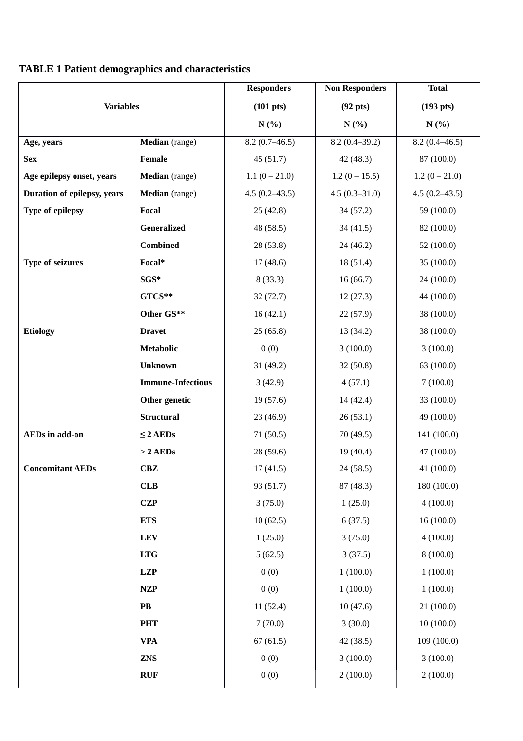**TABLE 1 Patient demographics and characteristics**

| Variables | | Responders (101 pts) N (%) | Non Responders (92 pts) N (%) | Total (193 pts) N (%) |
|---|---|---|---|---|
| **Age, years** | **Median** (range) | 8.2 (0.7–46.5) | 8.2 (0.4–39.2) | 8.2 (0.4–46.5) |
| **Sex** | **Female** | 45 (51.7) | 42 (48.3) | 87 (100.0) |
| **Age epilepsy onset, years** | **Median** (range) | 1.1 (0 – 21.0) | 1.2 (0 – 15.5) | 1.2 (0 – 21.0) |
| **Duration of epilepsy, years** | **Median** (range) | 4.5 (0.2–43.5) | 4.5 (0.3–31.0) | 4.5 (0.2–43.5) |
| **Type of epilepsy** | **Focal** | 25 (42.8) | 34 (57.2) | 59 (100.0) |
| | **Generalized** | 48 (58.5) | 34 (41.5) | 82 (100.0) |
| | **Combined** | 28 (53.8) | 24 (46.2) | 52 (100.0) |
| **Type of seizures** | **Focal*** | 17 (48.6) | 18 (51.4) | 35 (100.0) |
| | **SGS*** | 8 (33.3) | 16 (66.7) | 24 (100.0) |
| | **GTCS**** | 32 (72.7) | 12 (27.3) | 44 (100.0) |
| | **Other GS**** | 16 (42.1) | 22 (57.9) | 38 (100.0) |
| **Etiology** | **Dravet** | 25 (65.8) | 13 (34.2) | 38 (100.0) |
| | **Metabolic** | 0 (0) | 3 (100.0) | 3 (100.0) |
| | **Unknown** | 31 (49.2) | 32 (50.8) | 63 (100.0) |
| | **Immune-Infectious** | 3 (42.9) | 4 (57.1) | 7 (100.0) |
| | **Other genetic** | 19 (57.6) | 14 (42.4) | 33 (100.0) |
| | **Structural** | 23 (46.9) | 26 (53.1) | 49 (100.0) |
| **AEDs in add-on** | **≤ 2 AEDs** | 71 (50.5) | 70 (49.5) | 141 (100.0) |
| | **> 2 AEDs** | 28 (59.6) | 19 (40.4) | 47 (100.0) |
| **Concomitant AEDs** | **CBZ** | 17 (41.5) | 24 (58.5) | 41 (100.0) |
| | **CLB** | 93 (51.7) | 87 (48.3) | 180 (100.0) |
| | **CZP** | 3 (75.0) | 1 (25.0) | 4 (100.0) |
| | **ETS** | 10 (62.5) | 6 (37.5) | 16 (100.0) |
| | **LEV** | 1 (25.0) | 3 (75.0) | 4 (100.0) |
| | **LTG** | 5 (62.5) | 3 (37.5) | 8 (100.0) |
| | **LZP** | 0 (0) | 1 (100.0) | 1 (100.0) |
| | **NZP** | 0 (0) | 1 (100.0) | 1 (100.0) |
| | **PB** | 11 (52.4) | 10 (47.6) | 21 (100.0) |
| | **PHT** | 7 (70.0) | 3 (30.0) | 10 (100.0) |
| | **VPA** | 67 (61.5) | 42 (38.5) | 109 (100.0) |
| | **ZNS** | 0 (0) | 3 (100.0) | 3 (100.0) |
| | **RUF** | 0 (0) | 2 (100.0) | 2 (100.0) |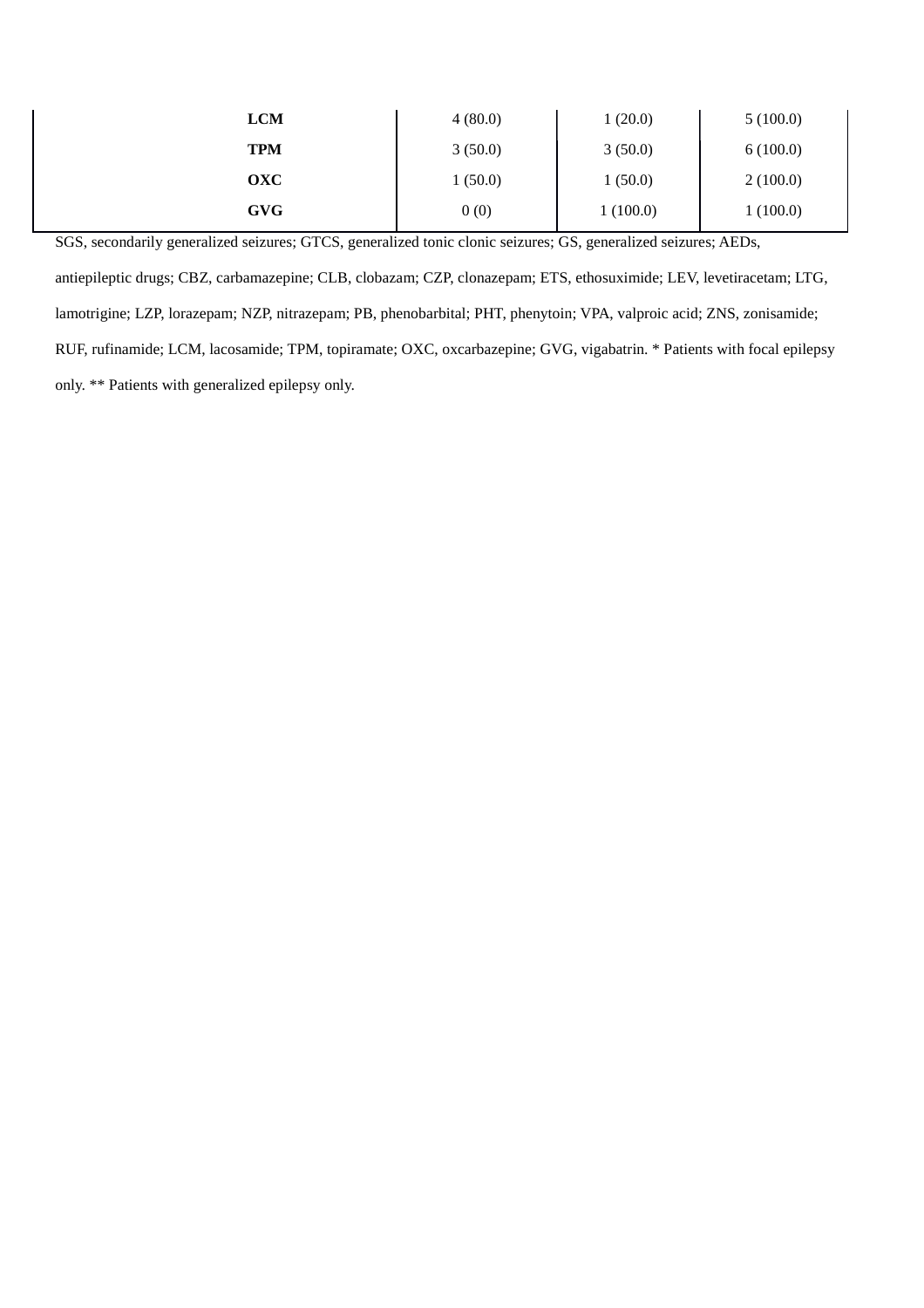| | | | |
|---|---|---|---|
| **LCM** | 4 (80.0) | 1 (20.0) | 5 (100.0) |
| **TPM** | 3 (50.0) | 3 (50.0) | 6 (100.0) |
| **OXC** | 1 (50.0) | 1 (50.0) | 2 (100.0) |
| **GVG** | 0 (0) | 1 (100.0) | 1 (100.0) |

SGS, secondarily generalized seizures; GTCS, generalized tonic clonic seizures; GS, generalized seizures; AEDs, antiepileptic drugs; CBZ, carbamazepine; CLB, clobazam; CZP, clonazepam; ETS, ethosuximide; LEV, levetiracetam; LTG, lamotrigine; LZP, lorazepam; NZP, nitrazepam; PB, phenobarbital; PHT, phenytoin; VPA, valproic acid; ZNS, zonisamide; RUF, rufinamide; LCM, lacosamide; TPM, topiramate; OXC, oxcarbazepine; GVG, vigabatrin. * Patients with focal epilepsy only. ** Patients with generalized epilepsy only.